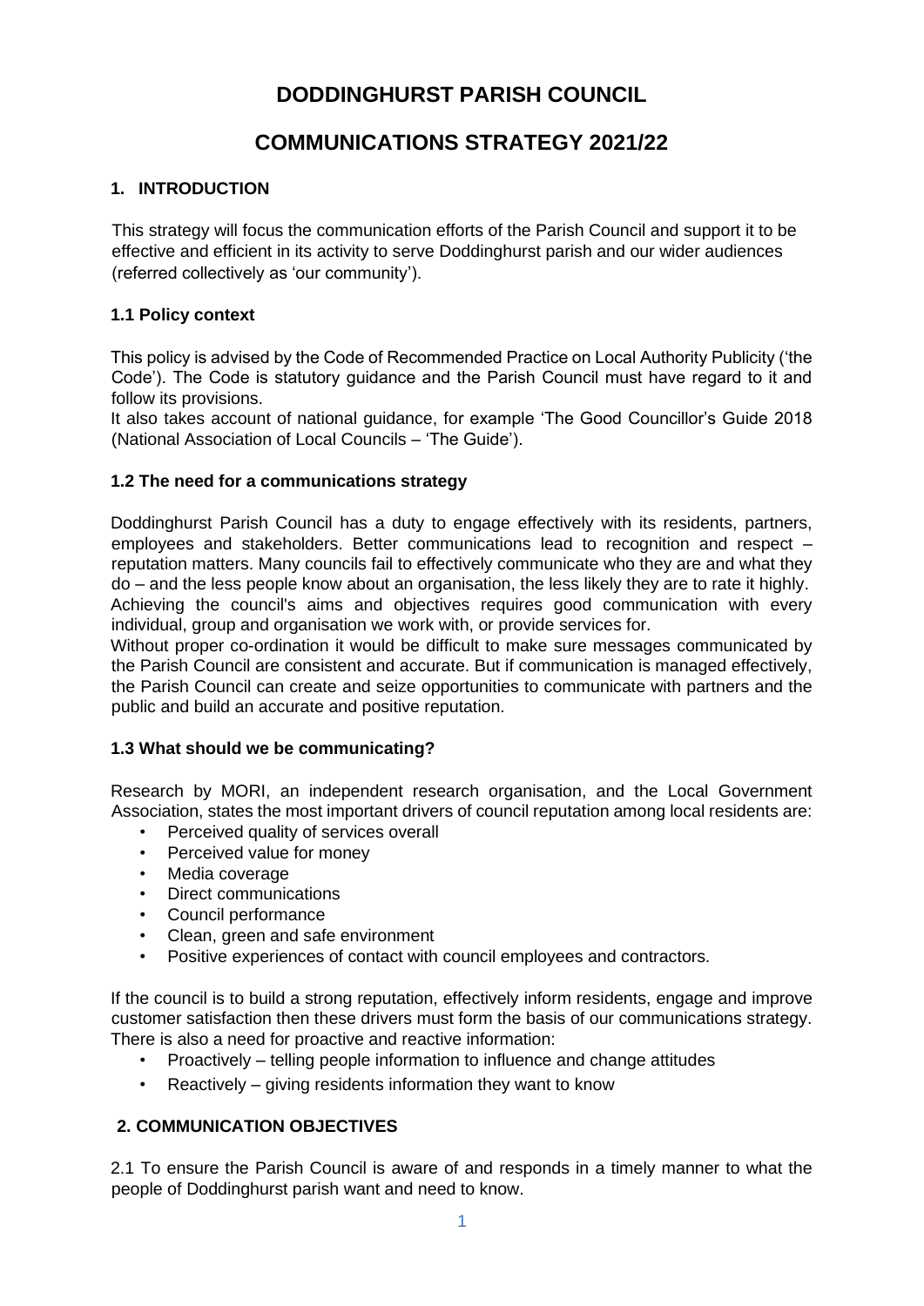# DODDINGHURST PARISH COUNCIL

# COMMUNICATIONS STRATEGY 2021/22

## 1. INTRODUCTION

This strategy will focus the communication efforts of the Parish Council and support it to be effective and efficient in its activity to serve Doddinghurst parish and our wider audiences (referred collectively as 'our community').

### 1.1 Policy context

This policy is advised by the Code of Recommended Practice on Local Authority Publicity ('the Code'). The Code is statutory guidance and the Parish Council must have regard to it and follow its provisions.

It also takes account of national guidance, for example 'The Good Councillor's Guide 2018 (National Association of Local Councils – 'The Guide').

### 1.2 The need for a communications strategy

Doddinghurst Parish Council has a duty to engage effectively with its residents, partners, employees and stakeholders. Better communications lead to recognition and respect – reputation matters. Many councils fail to effectively communicate who they are and what they do – and the less people know about an organisation, the less likely they are to rate it highly.

Achieving the council's aims and objectives requires good communication with every individual, group and organisation we work with, or provide services for.

Without proper co-ordination it would be difficult to make sure messages communicated by the Parish Council are consistent and accurate. But if communication is managed effectively, the Parish Council can create and seize opportunities to communicate with partners and the public and build an accurate and positive reputation.

### 1.3 What should we be communicating?

Research by MORI, an independent research organisation, and the Local Government Association, states the most important drivers of council reputation among local residents are:

- Perceived quality of services overall
- Perceived value for money
- Media coverage
- Direct communications
- Council performance
- Clean, green and safe environment
- Positive experiences of contact with council employees and contractors.

If the council is to build a strong reputation, effectively inform residents, engage and improve customer satisfaction then these drivers must form the basis of our communications strategy.

There is also a need for proactive and reactive information:

- Proactively – telling people information to influence and change attitudes
- Reactively – giving residents information they want to know

## 2. COMMUNICATION OBJECTIVES

2.1 To ensure the Parish Council is aware of and responds in a timely manner to what the people of Doddinghurst parish want and need to know.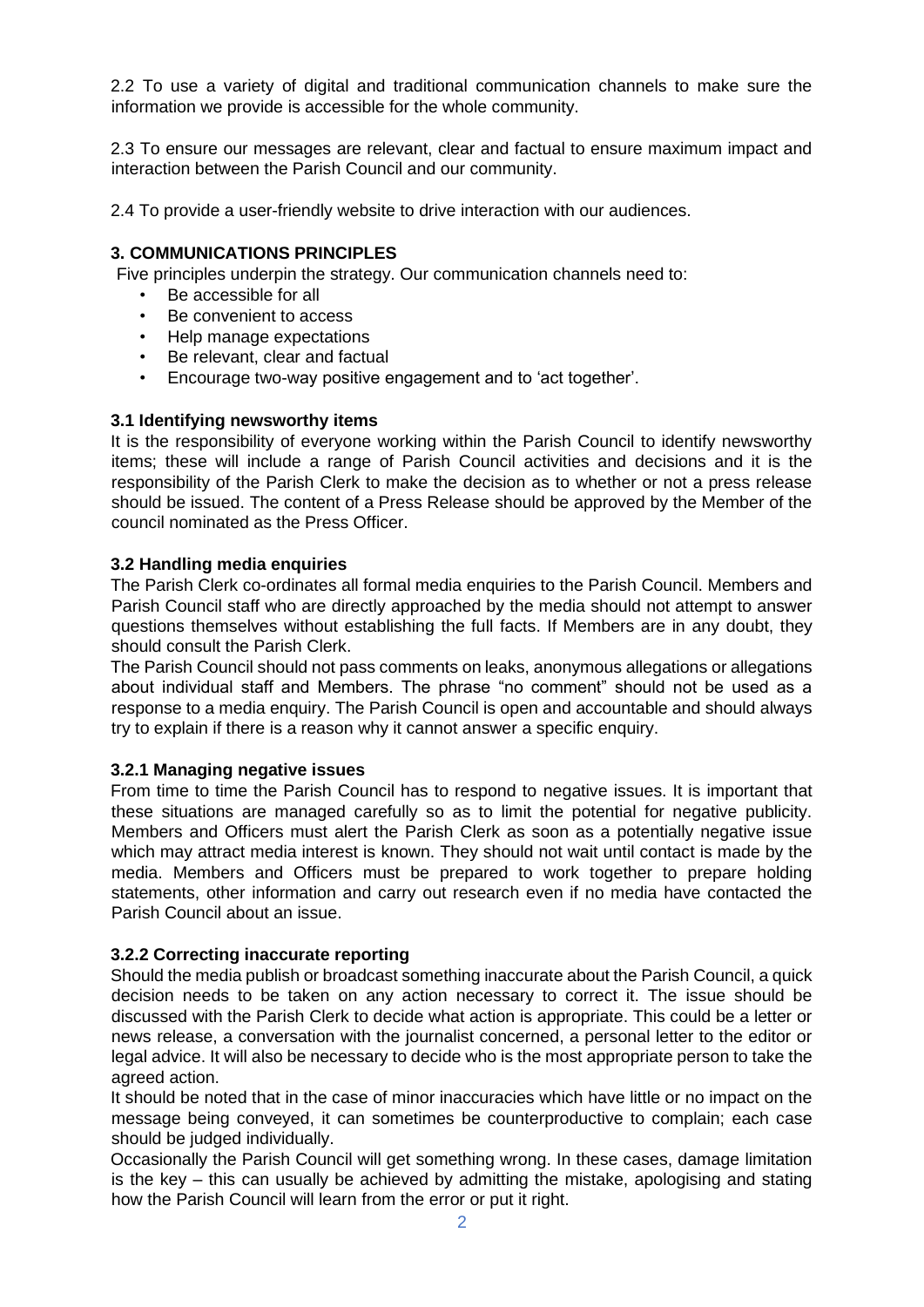2.2 To use a variety of digital and traditional communication channels to make sure the information we provide is accessible for the whole community.

2.3 To ensure our messages are relevant, clear and factual to ensure maximum impact and interaction between the Parish Council and our community.

2.4 To provide a user-friendly website to drive interaction with our audiences.

## 3. COMMUNICATIONS PRINCIPLES

Five principles underpin the strategy. Our communication channels need to:

- Be accessible for all
- Be convenient to access
- Help manage expectations
- Be relevant, clear and factual
- Encourage two-way positive engagement and to 'act together'.

### 3.1 Identifying newsworthy items

It is the responsibility of everyone working within the Parish Council to identify newsworthy items; these will include a range of Parish Council activities and decisions and it is the responsibility of the Parish Clerk to make the decision as to whether or not a press release should be issued. The content of a Press Release should be approved by the Member of the council nominated as the Press Officer.

### 3.2 Handling media enquiries

The Parish Clerk co-ordinates all formal media enquiries to the Parish Council. Members and Parish Council staff who are directly approached by the media should not attempt to answer questions themselves without establishing the full facts. If Members are in any doubt, they should consult the Parish Clerk.

The Parish Council should not pass comments on leaks, anonymous allegations or allegations about individual staff and Members. The phrase "no comment" should not be used as a response to a media enquiry. The Parish Council is open and accountable and should always try to explain if there is a reason why it cannot answer a specific enquiry.

#### 3.2.1 Managing negative issues

From time to time the Parish Council has to respond to negative issues. It is important that these situations are managed carefully so as to limit the potential for negative publicity. Members and Officers must alert the Parish Clerk as soon as a potentially negative issue which may attract media interest is known. They should not wait until contact is made by the media. Members and Officers must be prepared to work together to prepare holding statements, other information and carry out research even if no media have contacted the Parish Council about an issue.

#### 3.2.2 Correcting inaccurate reporting

Should the media publish or broadcast something inaccurate about the Parish Council, a quick decision needs to be taken on any action necessary to correct it. The issue should be discussed with the Parish Clerk to decide what action is appropriate. This could be a letter or news release, a conversation with the journalist concerned, a personal letter to the editor or legal advice. It will also be necessary to decide who is the most appropriate person to take the agreed action.

It should be noted that in the case of minor inaccuracies which have little or no impact on the message being conveyed, it can sometimes be counterproductive to complain; each case should be judged individually.

Occasionally the Parish Council will get something wrong. In these cases, damage limitation is the key – this can usually be achieved by admitting the mistake, apologising and stating how the Parish Council will learn from the error or put it right.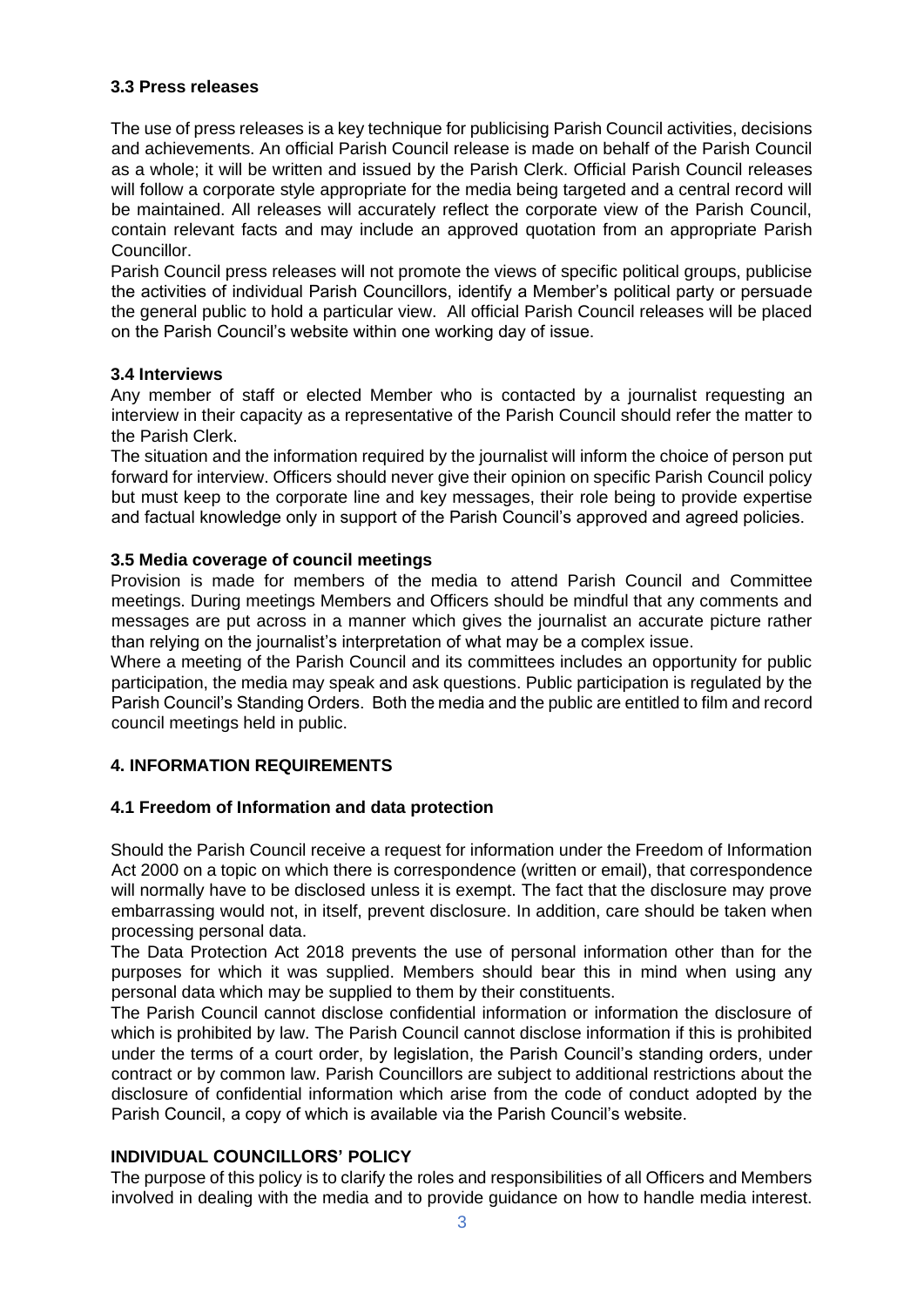### 3.3 Press releases

The use of press releases is a key technique for publicising Parish Council activities, decisions and achievements. An official Parish Council release is made on behalf of the Parish Council as a whole; it will be written and issued by the Parish Clerk. Official Parish Council releases will follow a corporate style appropriate for the media being targeted and a central record will be maintained. All releases will accurately reflect the corporate view of the Parish Council, contain relevant facts and may include an approved quotation from an appropriate Parish Councillor.

Parish Council press releases will not promote the views of specific political groups, publicise the activities of individual Parish Councillors, identify a Member's political party or persuade the general public to hold a particular view. All official Parish Council releases will be placed on the Parish Council's website within one working day of issue.

### 3.4 Interviews

Any member of staff or elected Member who is contacted by a journalist requesting an interview in their capacity as a representative of the Parish Council should refer the matter to the Parish Clerk.

The situation and the information required by the journalist will inform the choice of person put forward for interview. Officers should never give their opinion on specific Parish Council policy but must keep to the corporate line and key messages, their role being to provide expertise and factual knowledge only in support of the Parish Council's approved and agreed policies.

### 3.5 Media coverage of council meetings

Provision is made for members of the media to attend Parish Council and Committee meetings. During meetings Members and Officers should be mindful that any comments and messages are put across in a manner which gives the journalist an accurate picture rather than relying on the journalist's interpretation of what may be a complex issue.

Where a meeting of the Parish Council and its committees includes an opportunity for public participation, the media may speak and ask questions. Public participation is regulated by the Parish Council's Standing Orders. Both the media and the public are entitled to film and record council meetings held in public.

## 4. INFORMATION REQUIREMENTS

### 4.1 Freedom of Information and data protection

Should the Parish Council receive a request for information under the Freedom of Information Act 2000 on a topic on which there is correspondence (written or email), that correspondence will normally have to be disclosed unless it is exempt. The fact that the disclosure may prove embarrassing would not, in itself, prevent disclosure. In addition, care should be taken when processing personal data.

The Data Protection Act 2018 prevents the use of personal information other than for the purposes for which it was supplied. Members should bear this in mind when using any personal data which may be supplied to them by their constituents.

The Parish Council cannot disclose confidential information or information the disclosure of which is prohibited by law. The Parish Council cannot disclose information if this is prohibited under the terms of a court order, by legislation, the Parish Council's standing orders, under contract or by common law. Parish Councillors are subject to additional restrictions about the disclosure of confidential information which arise from the code of conduct adopted by the Parish Council, a copy of which is available via the Parish Council's website.

## INDIVIDUAL COUNCILLORS' POLICY

The purpose of this policy is to clarify the roles and responsibilities of all Officers and Members involved in dealing with the media and to provide guidance on how to handle media interest.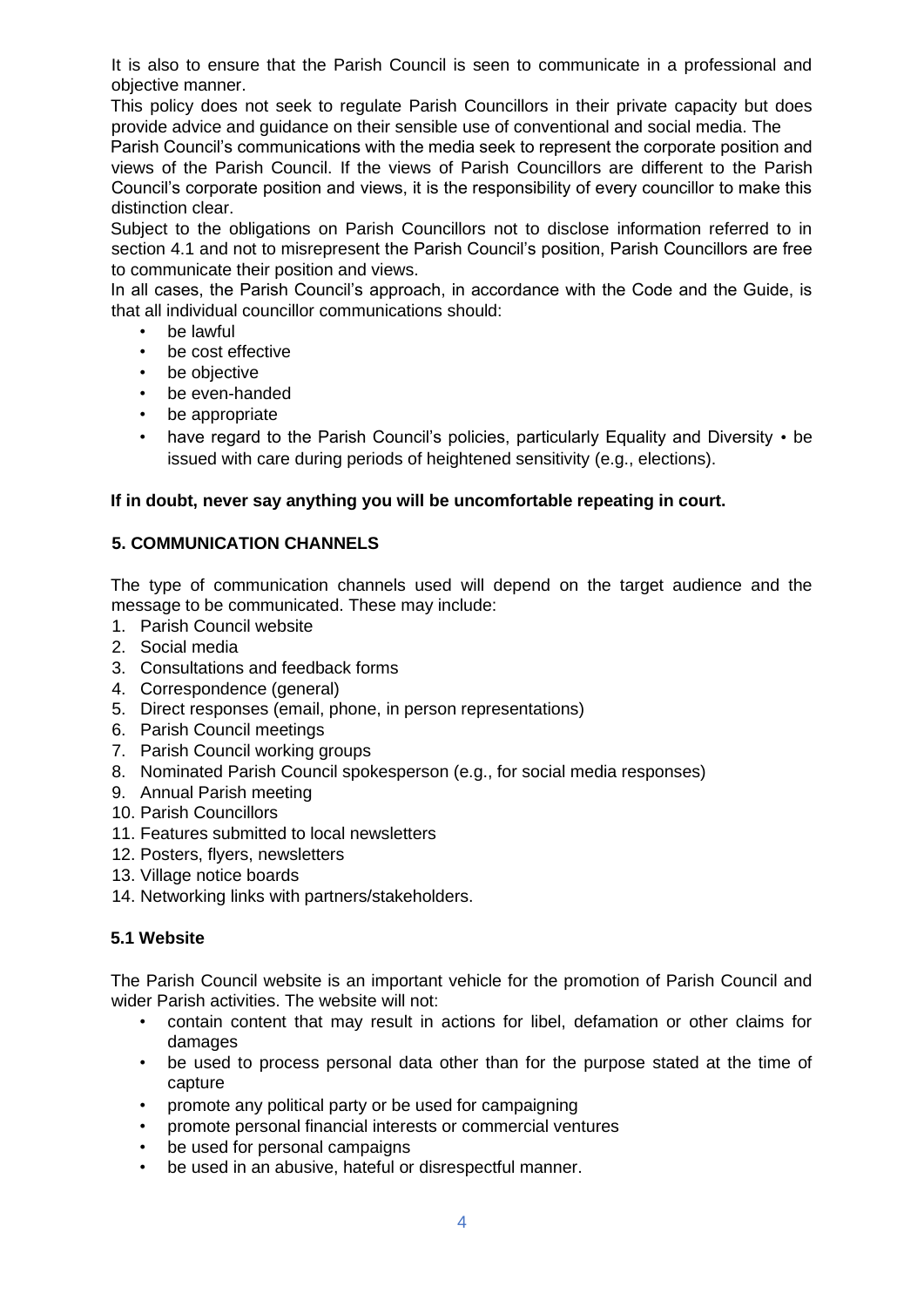It is also to ensure that the Parish Council is seen to communicate in a professional and objective manner.

This policy does not seek to regulate Parish Councillors in their private capacity but does provide advice and guidance on their sensible use of conventional and social media. The Parish Council's communications with the media seek to represent the corporate position and views of the Parish Council. If the views of Parish Councillors are different to the Parish Council's corporate position and views, it is the responsibility of every councillor to make this distinction clear.

Subject to the obligations on Parish Councillors not to disclose information referred to in section 4.1 and not to misrepresent the Parish Council's position, Parish Councillors are free to communicate their position and views.

In all cases, the Parish Council's approach, in accordance with the Code and the Guide, is that all individual councillor communications should:

- be lawful
- be cost effective
- be objective
- be even-handed
- be appropriate
- have regard to the Parish Council's policies, particularly Equality and Diversity • be issued with care during periods of heightened sensitivity (e.g., elections).

**If in doubt, never say anything you will be uncomfortable repeating in court.**

## 5. COMMUNICATION CHANNELS

The type of communication channels used will depend on the target audience and the message to be communicated. These may include:

1. Parish Council website
2. Social media
3. Consultations and feedback forms
4. Correspondence (general)
5. Direct responses (email, phone, in person representations)
6. Parish Council meetings
7. Parish Council working groups
8. Nominated Parish Council spokesperson (e.g., for social media responses)
9. Annual Parish meeting
10. Parish Councillors
11. Features submitted to local newsletters
12. Posters, flyers, newsletters
13. Village notice boards
14. Networking links with partners/stakeholders.

### 5.1 Website

The Parish Council website is an important vehicle for the promotion of Parish Council and wider Parish activities. The website will not:

- contain content that may result in actions for libel, defamation or other claims for damages
- be used to process personal data other than for the purpose stated at the time of capture
- promote any political party or be used for campaigning
- promote personal financial interests or commercial ventures
- be used for personal campaigns
- be used in an abusive, hateful or disrespectful manner.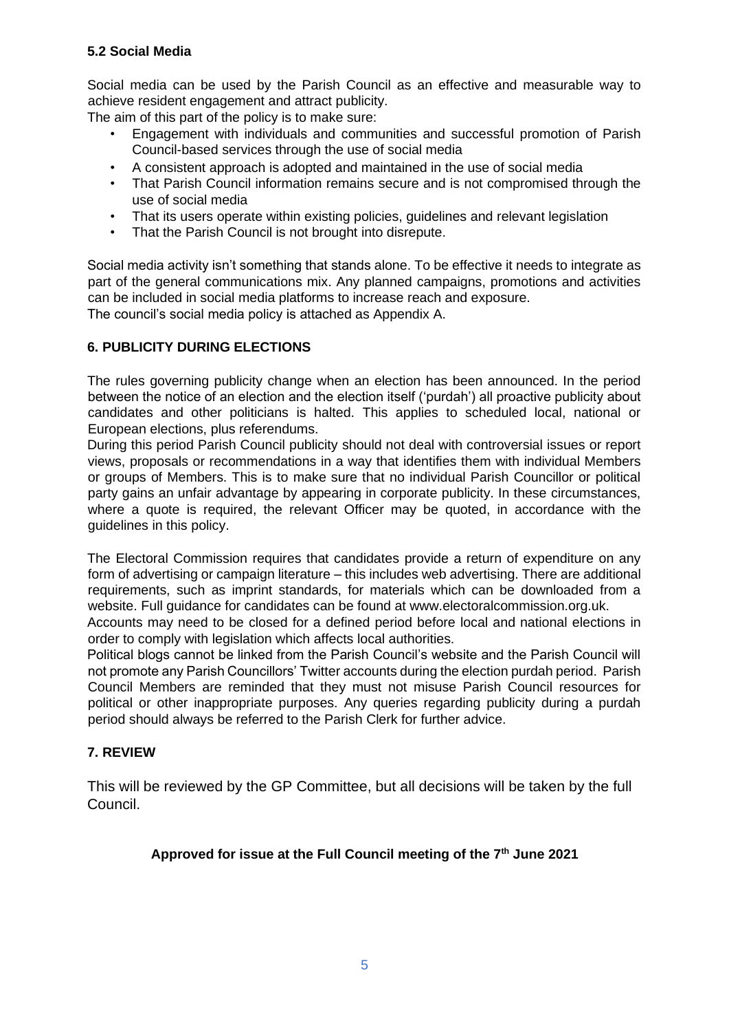### 5.2 Social Media

Social media can be used by the Parish Council as an effective and measurable way to achieve resident engagement and attract publicity.

The aim of this part of the policy is to make sure:

- Engagement with individuals and communities and successful promotion of Parish Council-based services through the use of social media
- A consistent approach is adopted and maintained in the use of social media
- That Parish Council information remains secure and is not compromised through the use of social media
- That its users operate within existing policies, guidelines and relevant legislation
- That the Parish Council is not brought into disrepute.

Social media activity isn't something that stands alone. To be effective it needs to integrate as part of the general communications mix. Any planned campaigns, promotions and activities can be included in social media platforms to increase reach and exposure.

The council's social media policy is attached as Appendix A.

## 6. PUBLICITY DURING ELECTIONS

The rules governing publicity change when an election has been announced. In the period between the notice of an election and the election itself ('purdah') all proactive publicity about candidates and other politicians is halted. This applies to scheduled local, national or European elections, plus referendums.

During this period Parish Council publicity should not deal with controversial issues or report views, proposals or recommendations in a way that identifies them with individual Members or groups of Members. This is to make sure that no individual Parish Councillor or political party gains an unfair advantage by appearing in corporate publicity. In these circumstances, where a quote is required, the relevant Officer may be quoted, in accordance with the guidelines in this policy.

The Electoral Commission requires that candidates provide a return of expenditure on any form of advertising or campaign literature – this includes web advertising. There are additional requirements, such as imprint standards, for materials which can be downloaded from a website. Full guidance for candidates can be found at www.electoralcommission.org.uk.

Accounts may need to be closed for a defined period before local and national elections in order to comply with legislation which affects local authorities.

Political blogs cannot be linked from the Parish Council's website and the Parish Council will not promote any Parish Councillors' Twitter accounts during the election purdah period. Parish Council Members are reminded that they must not misuse Parish Council resources for political or other inappropriate purposes. Any queries regarding publicity during a purdah period should always be referred to the Parish Clerk for further advice.

## 7. REVIEW

This will be reviewed by the GP Committee, but all decisions will be taken by the full Council.

**Approved for issue at the Full Council meeting of the 7th June 2021**